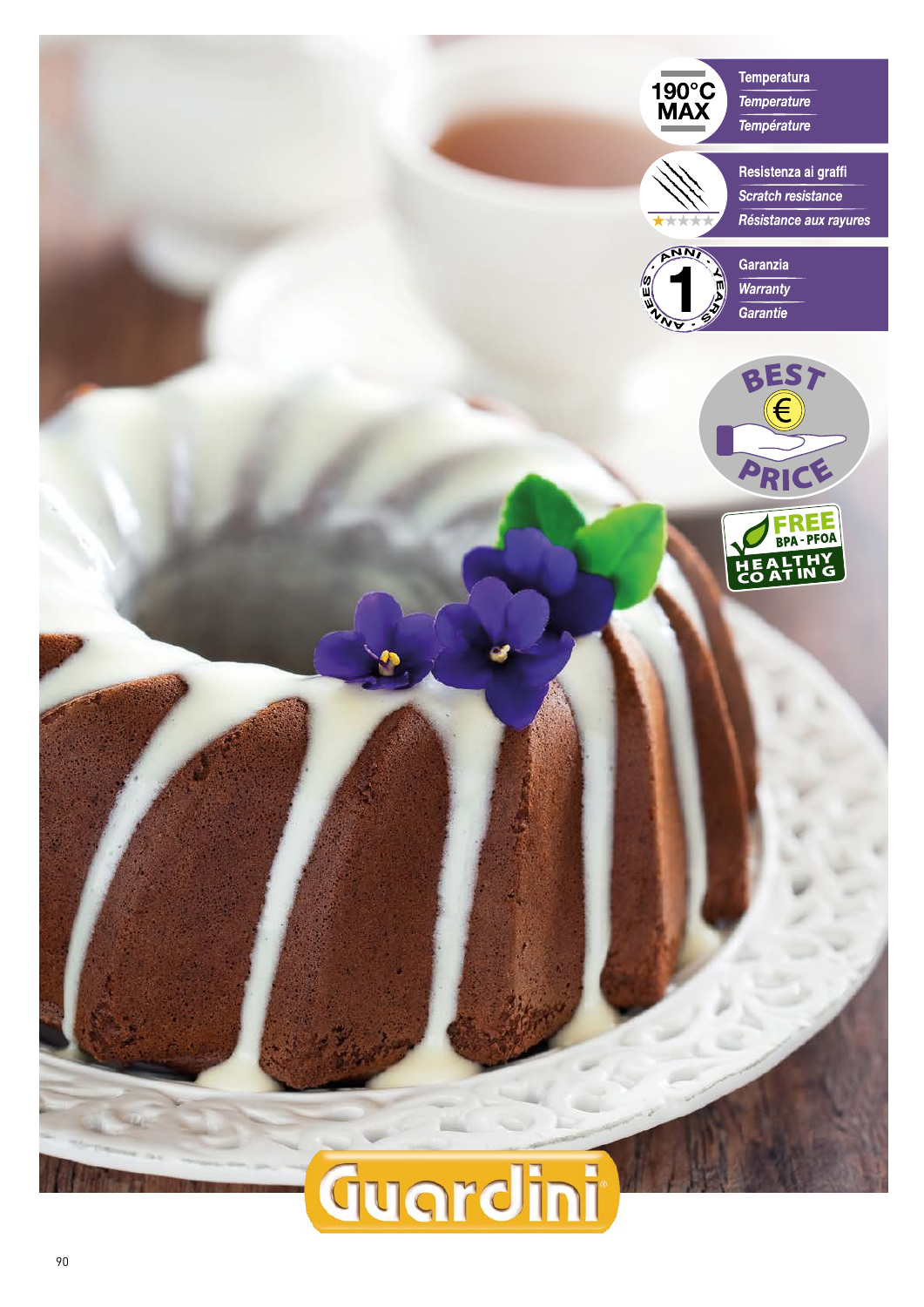190°C MAX

Temperatura
*Temperature*
*Température*

Resistenza ai graffi
*Scratch resistance*
*Résistance aux rayures*

1 ANNI · YEARS · ANNÉES

Garanzia
*Warranty*
*Garantie*

BEST € PRICE

FREE BPA - PFOA
HEALTHY COATING

Guardini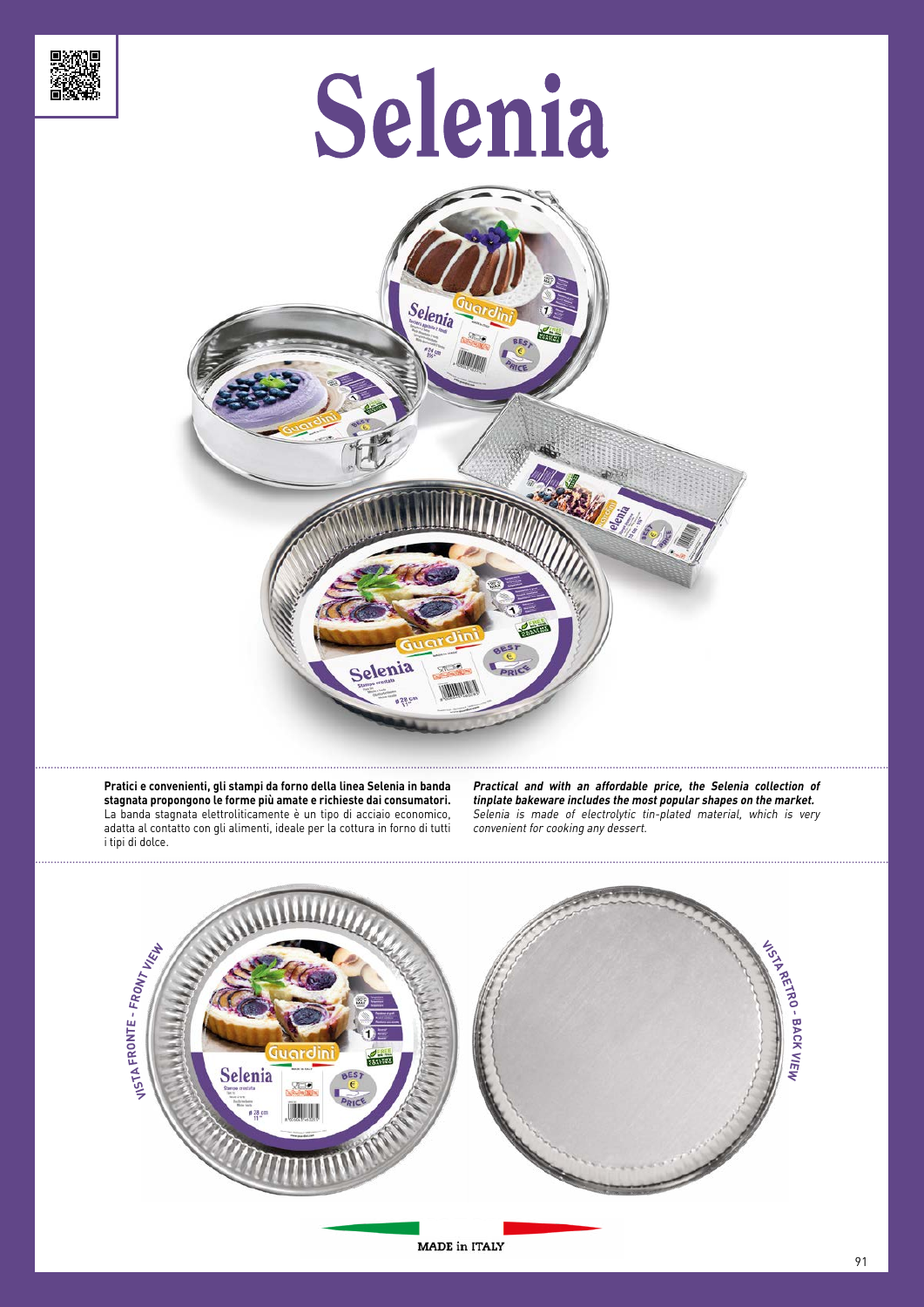# Selenia

**Pratici e convenienti, gli stampi da forno della linea Selenia in banda stagnata propongono le forme più amate e richieste dai consumatori.** La banda stagnata elettroliticamente è un tipo di acciaio economico, adatta al contatto con gli alimenti, ideale per la cottura in forno di tutti i tipi di dolce.

***Practical and with an affordable price, the Selenia collection of tinplate bakeware includes the most popular shapes on the market.*** *Selenia is made of electrolytic tin-plated material, which is very convenient for cooking any dessert.*

VISTA FRONTE - FRONT VIEW

VISTA RETRO - BACK VIEW

MADE in ITALY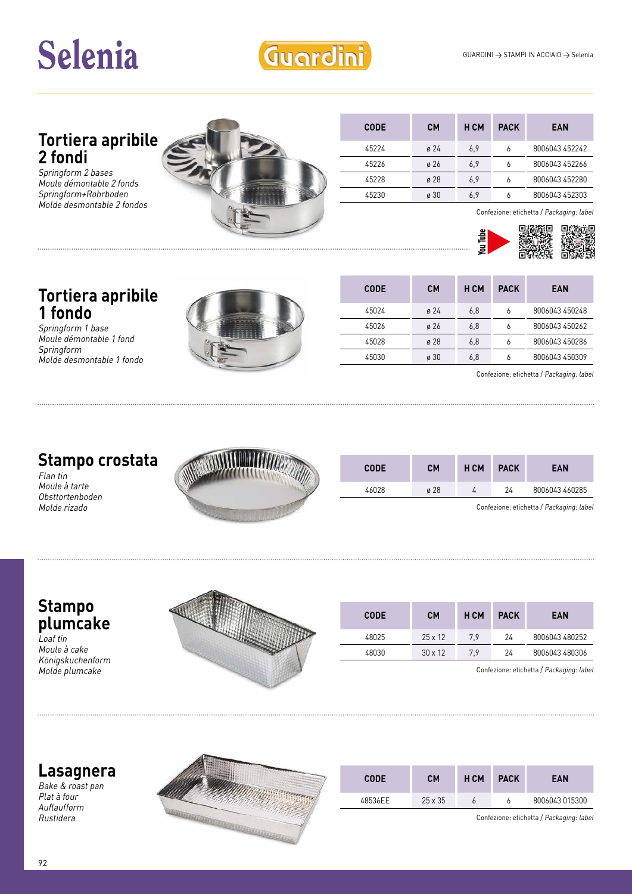# Selenia

Guardini

## Tortiera apribile 2 fondi

*Springform 2 bases*
*Moule démontable 2 fonds*
*Springform+Rohrboden*
*Molde desmontable 2 fondos*

| CODE | CM | H CM | PACK | EAN |
|---|---|---|---|---|
| 45224 | ø 24 | 6,9 | 6 | 8006043 452242 |
| 45226 | ø 26 | 6,9 | 6 | 8006043 452266 |
| 45228 | ø 28 | 6,9 | 6 | 8006043 452280 |
| 45230 | ø 30 | 6,9 | 6 | 8006043 452303 |

Confezione: etichetta / *Packaging: label*

You Tube

## Tortiera apribile 1 fondo

*Springform 1 base*
*Moule démontable 1 fond*
*Springform*
*Molde desmontable 1 fondo*

| CODE | CM | H CM | PACK | EAN |
|---|---|---|---|---|
| 45024 | ø 24 | 6,8 | 6 | 8006043 450248 |
| 45026 | ø 26 | 6,8 | 6 | 8006043 450262 |
| 45028 | ø 28 | 6,8 | 6 | 8006043 450286 |
| 45030 | ø 30 | 6,8 | 6 | 8006043 450309 |

Confezione: etichetta / *Packaging: label*

## Stampo crostata

*Flan tin*
*Moule à tarte*
*Obsttortenboden*
*Molde rizado*

| CODE | CM | H CM | PACK | EAN |
|---|---|---|---|---|
| 46028 | ø 28 | 4 | 24 | 8006043 460285 |

Confezione: etichetta / *Packaging: label*

## Stampo plumcake

*Loaf tin*
*Moule à cake*
*Königskuchenform*
*Molde plumcake*

| CODE | CM | H CM | PACK | EAN |
|---|---|---|---|---|
| 48025 | 25 x 12 | 7,9 | 24 | 8006043 480252 |
| 48030 | 30 x 12 | 7,9 | 24 | 8006043 480306 |

Confezione: etichetta / *Packaging: label*

## Lasagnera

*Bake & roast pan*
*Plat à four*
*Auflaufform*
*Rustidera*

| CODE | CM | H CM | PACK | EAN |
|---|---|---|---|---|
| 48536EE | 25 x 35 | 6 | 6 | 8006043 015300 |

Confezione: etichetta / *Packaging: label*